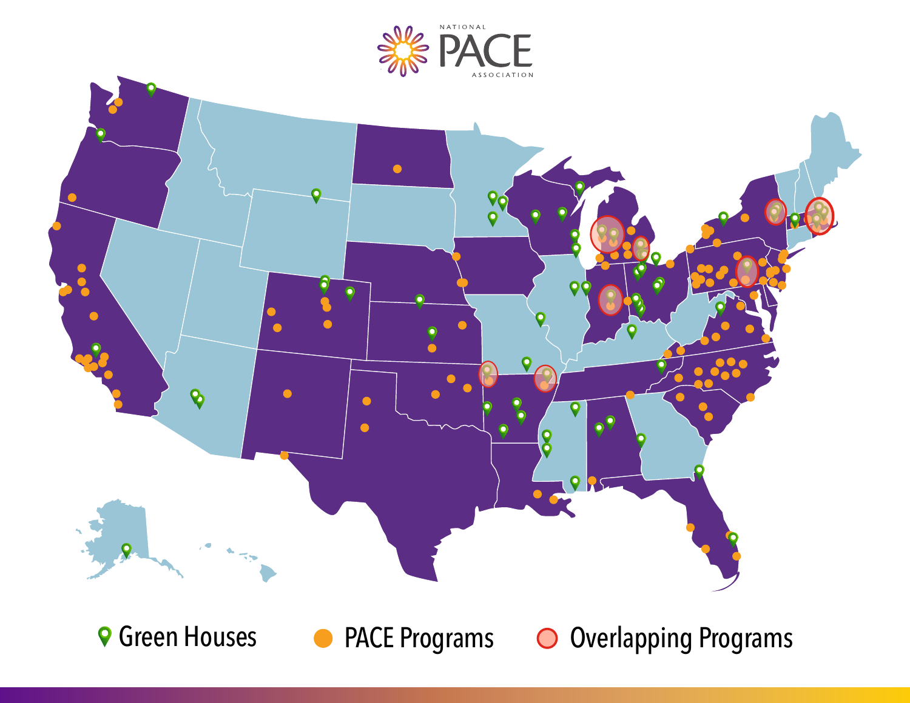NATIONAL PACE ASSOCIATION

Green Houses

PACE Programs

Overlapping Programs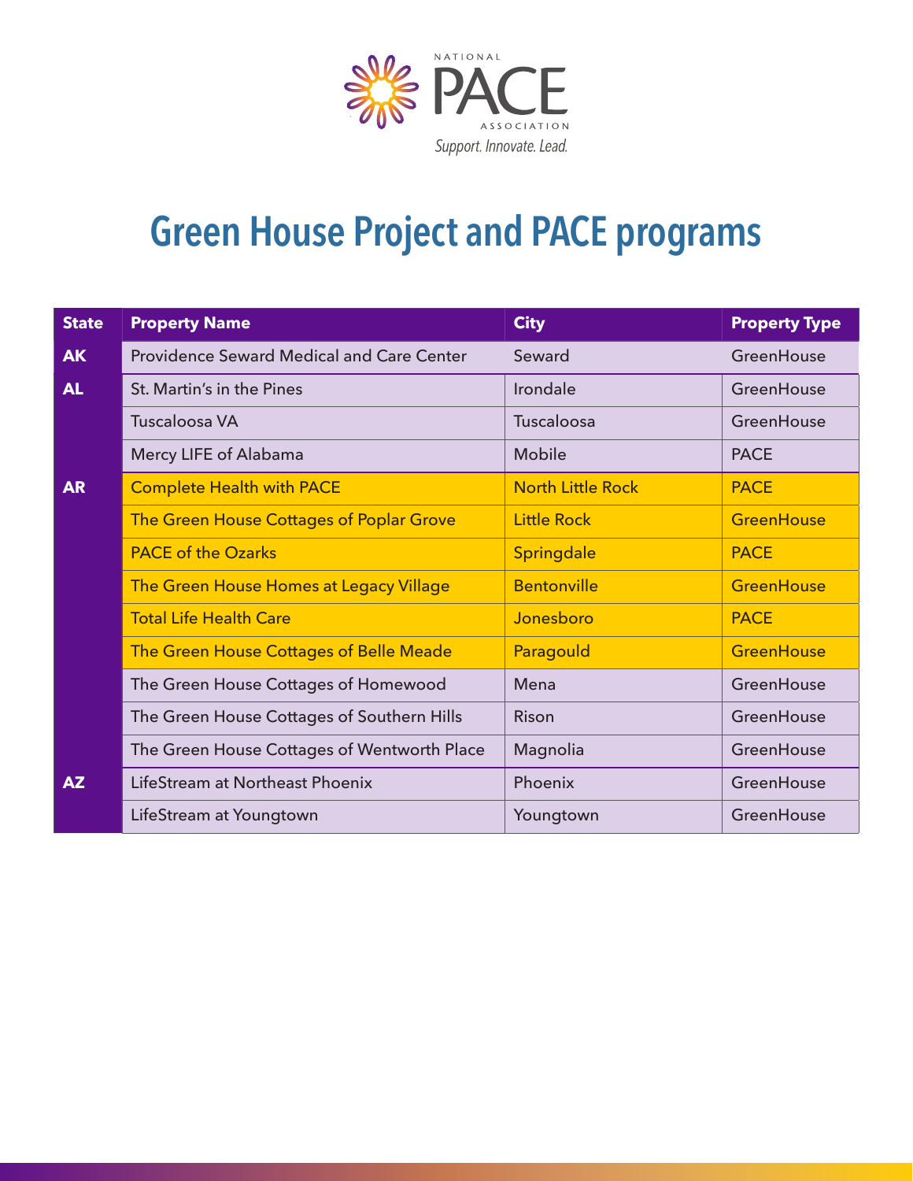# Green House Project and PACE programs

| State | Property Name | City | Property Type |
|---|---|---|---|
| AK | Providence Seward Medical and Care Center | Seward | GreenHouse |
| AL | St. Martin's in the Pines | Irondale | GreenHouse |
| | Tuscaloosa VA | Tuscaloosa | GreenHouse |
| | Mercy LIFE of Alabama | Mobile | PACE |
| AR | Complete Health with PACE | North Little Rock | PACE |
| | The Green House Cottages of Poplar Grove | Little Rock | GreenHouse |
| | PACE of the Ozarks | Springdale | PACE |
| | The Green House Homes at Legacy Village | Bentonville | GreenHouse |
| | Total Life Health Care | Jonesboro | PACE |
| | The Green House Cottages of Belle Meade | Paragould | GreenHouse |
| | The Green House Cottages of Homewood | Mena | GreenHouse |
| | The Green House Cottages of Southern Hills | Rison | GreenHouse |
| | The Green House Cottages of Wentworth Place | Magnolia | GreenHouse |
| AZ | LifeStream at Northeast Phoenix | Phoenix | GreenHouse |
| | LifeStream at Youngtown | Youngtown | GreenHouse |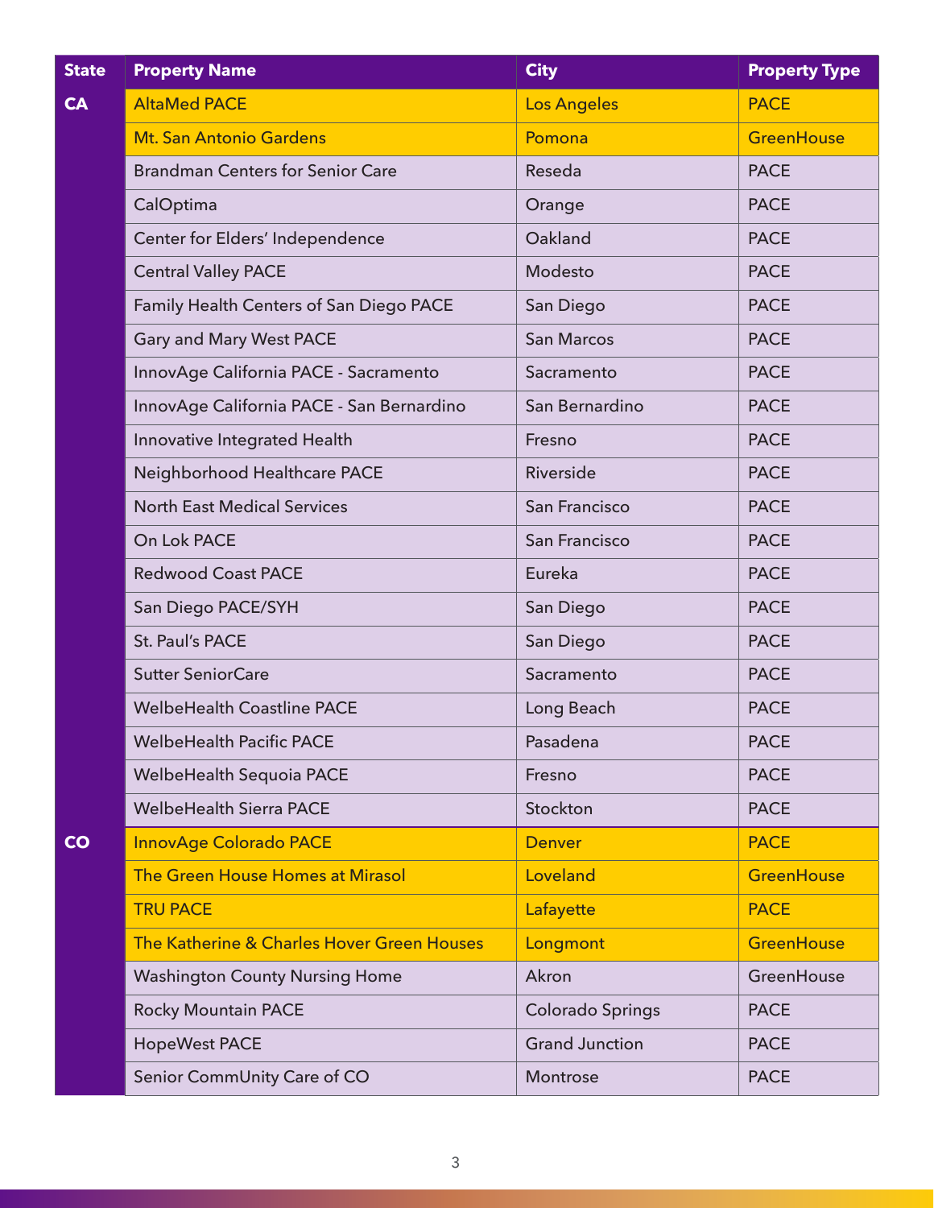| State | Property Name | City | Property Type |
|---|---|---|---|
| CA | AltaMed PACE | Los Angeles | PACE |
| | Mt. San Antonio Gardens | Pomona | GreenHouse |
| | Brandman Centers for Senior Care | Reseda | PACE |
| | CalOptima | Orange | PACE |
| | Center for Elders' Independence | Oakland | PACE |
| | Central Valley PACE | Modesto | PACE |
| | Family Health Centers of San Diego PACE | San Diego | PACE |
| | Gary and Mary West PACE | San Marcos | PACE |
| | InnovAge California PACE - Sacramento | Sacramento | PACE |
| | InnovAge California PACE - San Bernardino | San Bernardino | PACE |
| | Innovative Integrated Health | Fresno | PACE |
| | Neighborhood Healthcare PACE | Riverside | PACE |
| | North East Medical Services | San Francisco | PACE |
| | On Lok PACE | San Francisco | PACE |
| | Redwood Coast PACE | Eureka | PACE |
| | San Diego PACE/SYH | San Diego | PACE |
| | St. Paul's PACE | San Diego | PACE |
| | Sutter SeniorCare | Sacramento | PACE |
| | WelbeHealth Coastline PACE | Long Beach | PACE |
| | WelbeHealth Pacific PACE | Pasadena | PACE |
| | WelbeHealth Sequoia PACE | Fresno | PACE |
| | WelbeHealth Sierra PACE | Stockton | PACE |
| CO | InnovAge Colorado PACE | Denver | PACE |
| | The Green House Homes at Mirasol | Loveland | GreenHouse |
| | TRU PACE | Lafayette | PACE |
| | The Katherine & Charles Hover Green Houses | Longmont | GreenHouse |
| | Washington County Nursing Home | Akron | GreenHouse |
| | Rocky Mountain PACE | Colorado Springs | PACE |
| | HopeWest PACE | Grand Junction | PACE |
| | Senior CommUnity Care of CO | Montrose | PACE |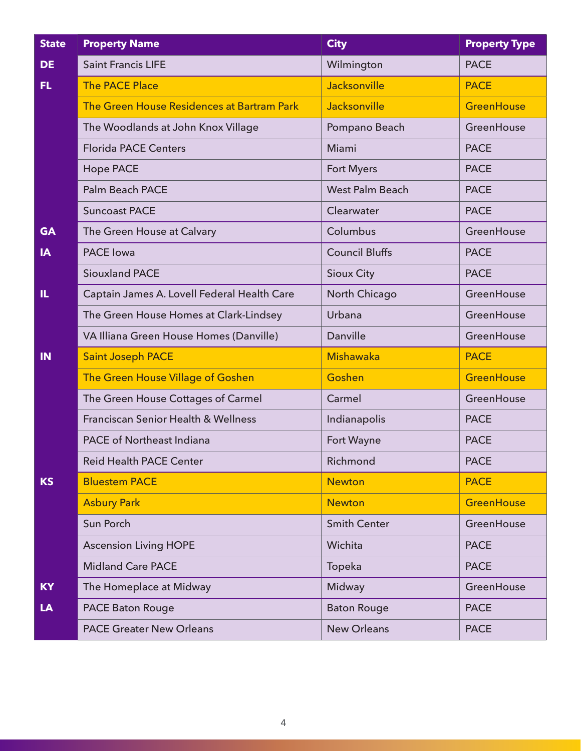| State | Property Name | City | Property Type |
|---|---|---|---|
| DE | Saint Francis LIFE | Wilmington | PACE |
| FL | The PACE Place | Jacksonville | PACE |
| | The Green House Residences at Bartram Park | Jacksonville | GreenHouse |
| | The Woodlands at John Knox Village | Pompano Beach | GreenHouse |
| | Florida PACE Centers | Miami | PACE |
| | Hope PACE | Fort Myers | PACE |
| | Palm Beach PACE | West Palm Beach | PACE |
| | Suncoast PACE | Clearwater | PACE |
| GA | The Green House at Calvary | Columbus | GreenHouse |
| IA | PACE Iowa | Council Bluffs | PACE |
| | Siouxland PACE | Sioux City | PACE |
| IL | Captain James A. Lovell Federal Health Care | North Chicago | GreenHouse |
| | The Green House Homes at Clark-Lindsey | Urbana | GreenHouse |
| | VA Illiana Green House Homes (Danville) | Danville | GreenHouse |
| IN | Saint Joseph PACE | Mishawaka | PACE |
| | The Green House Village of Goshen | Goshen | GreenHouse |
| | The Green House Cottages of Carmel | Carmel | GreenHouse |
| | Franciscan Senior Health & Wellness | Indianapolis | PACE |
| | PACE of Northeast Indiana | Fort Wayne | PACE |
| | Reid Health PACE Center | Richmond | PACE |
| KS | Bluestem PACE | Newton | PACE |
| | Asbury Park | Newton | GreenHouse |
| | Sun Porch | Smith Center | GreenHouse |
| | Ascension Living HOPE | Wichita | PACE |
| | Midland Care PACE | Topeka | PACE |
| KY | The Homeplace at Midway | Midway | GreenHouse |
| LA | PACE Baton Rouge | Baton Rouge | PACE |
| | PACE Greater New Orleans | New Orleans | PACE |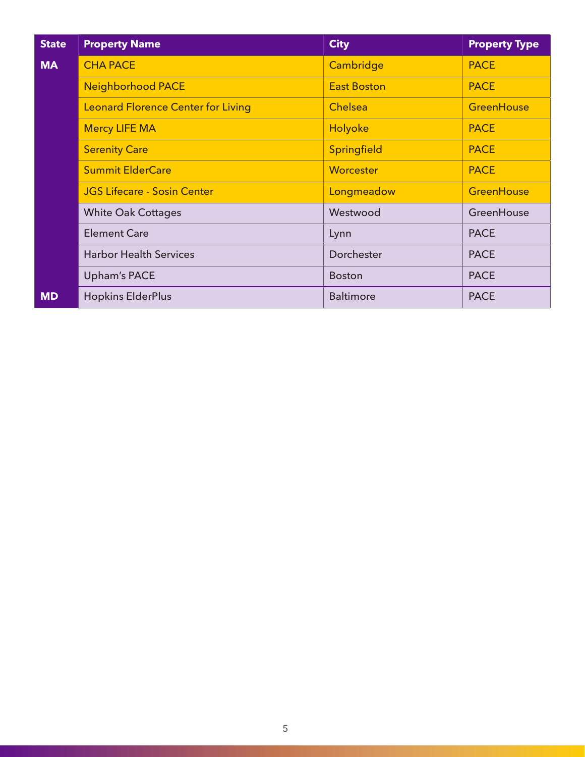| State | Property Name | City | Property Type |
|---|---|---|---|
| MA | CHA PACE | Cambridge | PACE |
| | Neighborhood PACE | East Boston | PACE |
| | Leonard Florence Center for Living | Chelsea | GreenHouse |
| | Mercy LIFE MA | Holyoke | PACE |
| | Serenity Care | Springfield | PACE |
| | Summit ElderCare | Worcester | PACE |
| | JGS Lifecare - Sosin Center | Longmeadow | GreenHouse |
| | White Oak Cottages | Westwood | GreenHouse |
| | Element Care | Lynn | PACE |
| | Harbor Health Services | Dorchester | PACE |
| | Upham's PACE | Boston | PACE |
| MD | Hopkins ElderPlus | Baltimore | PACE |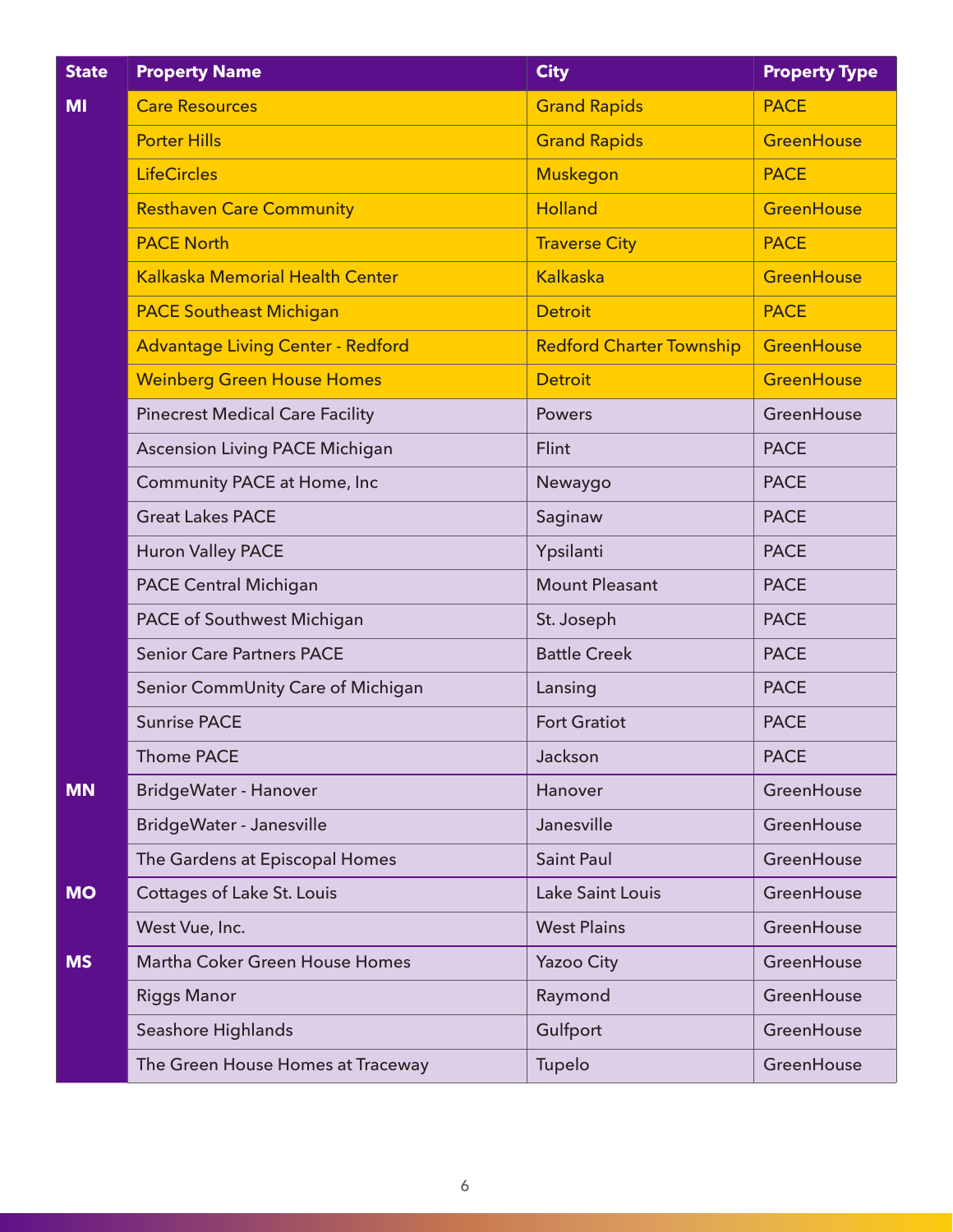| State | Property Name | City | Property Type |
|---|---|---|---|
| MI | Care Resources | Grand Rapids | PACE |
| | Porter Hills | Grand Rapids | GreenHouse |
| | LifeCircles | Muskegon | PACE |
| | Resthaven Care Community | Holland | GreenHouse |
| | PACE North | Traverse City | PACE |
| | Kalkaska Memorial Health Center | Kalkaska | GreenHouse |
| | PACE Southeast Michigan | Detroit | PACE |
| | Advantage Living Center - Redford | Redford Charter Township | GreenHouse |
| | Weinberg Green House Homes | Detroit | GreenHouse |
| | Pinecrest Medical Care Facility | Powers | GreenHouse |
| | Ascension Living PACE Michigan | Flint | PACE |
| | Community PACE at Home, Inc | Newaygo | PACE |
| | Great Lakes PACE | Saginaw | PACE |
| | Huron Valley PACE | Ypsilanti | PACE |
| | PACE Central Michigan | Mount Pleasant | PACE |
| | PACE of Southwest Michigan | St. Joseph | PACE |
| | Senior Care Partners PACE | Battle Creek | PACE |
| | Senior CommUnity Care of Michigan | Lansing | PACE |
| | Sunrise PACE | Fort Gratiot | PACE |
| | Thome PACE | Jackson | PACE |
| MN | BridgeWater - Hanover | Hanover | GreenHouse |
| | BridgeWater - Janesville | Janesville | GreenHouse |
| | The Gardens at Episcopal Homes | Saint Paul | GreenHouse |
| MO | Cottages of Lake St. Louis | Lake Saint Louis | GreenHouse |
| | West Vue, Inc. | West Plains | GreenHouse |
| MS | Martha Coker Green House Homes | Yazoo City | GreenHouse |
| | Riggs Manor | Raymond | GreenHouse |
| | Seashore Highlands | Gulfport | GreenHouse |
| | The Green House Homes at Traceway | Tupelo | GreenHouse |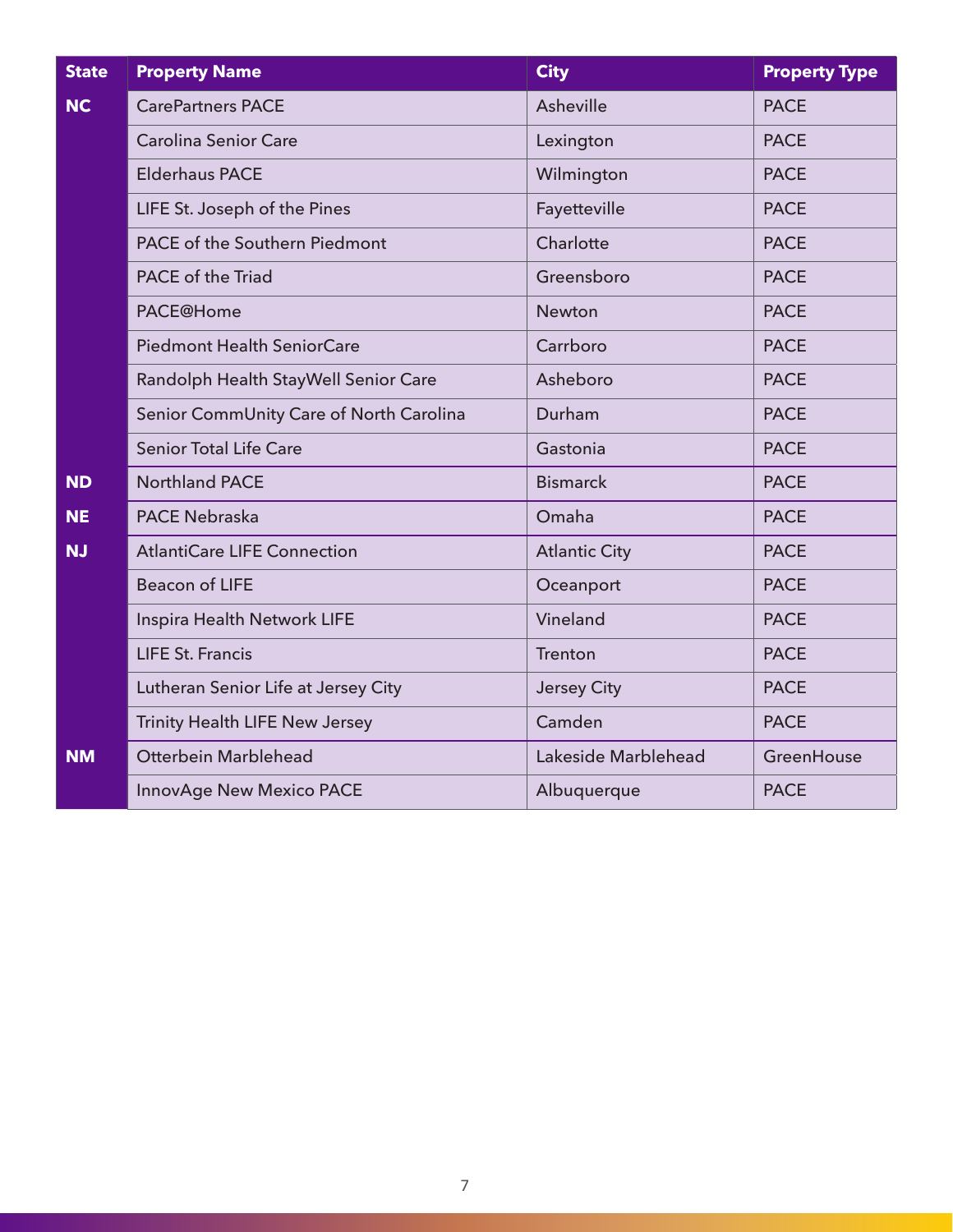| State | Property Name | City | Property Type |
|---|---|---|---|
| NC | CarePartners PACE | Asheville | PACE |
| | Carolina Senior Care | Lexington | PACE |
| | Elderhaus PACE | Wilmington | PACE |
| | LIFE St. Joseph of the Pines | Fayetteville | PACE |
| | PACE of the Southern Piedmont | Charlotte | PACE |
| | PACE of the Triad | Greensboro | PACE |
| | PACE@Home | Newton | PACE |
| | Piedmont Health SeniorCare | Carrboro | PACE |
| | Randolph Health StayWell Senior Care | Asheboro | PACE |
| | Senior CommUnity Care of North Carolina | Durham | PACE |
| | Senior Total Life Care | Gastonia | PACE |
| ND | Northland PACE | Bismarck | PACE |
| NE | PACE Nebraska | Omaha | PACE |
| NJ | AtlantiCare LIFE Connection | Atlantic City | PACE |
| | Beacon of LIFE | Oceanport | PACE |
| | Inspira Health Network LIFE | Vineland | PACE |
| | LIFE St. Francis | Trenton | PACE |
| | Lutheran Senior Life at Jersey City | Jersey City | PACE |
| | Trinity Health LIFE New Jersey | Camden | PACE |
| NM | Otterbein Marblehead | Lakeside Marblehead | GreenHouse |
| | InnovAge New Mexico PACE | Albuquerque | PACE |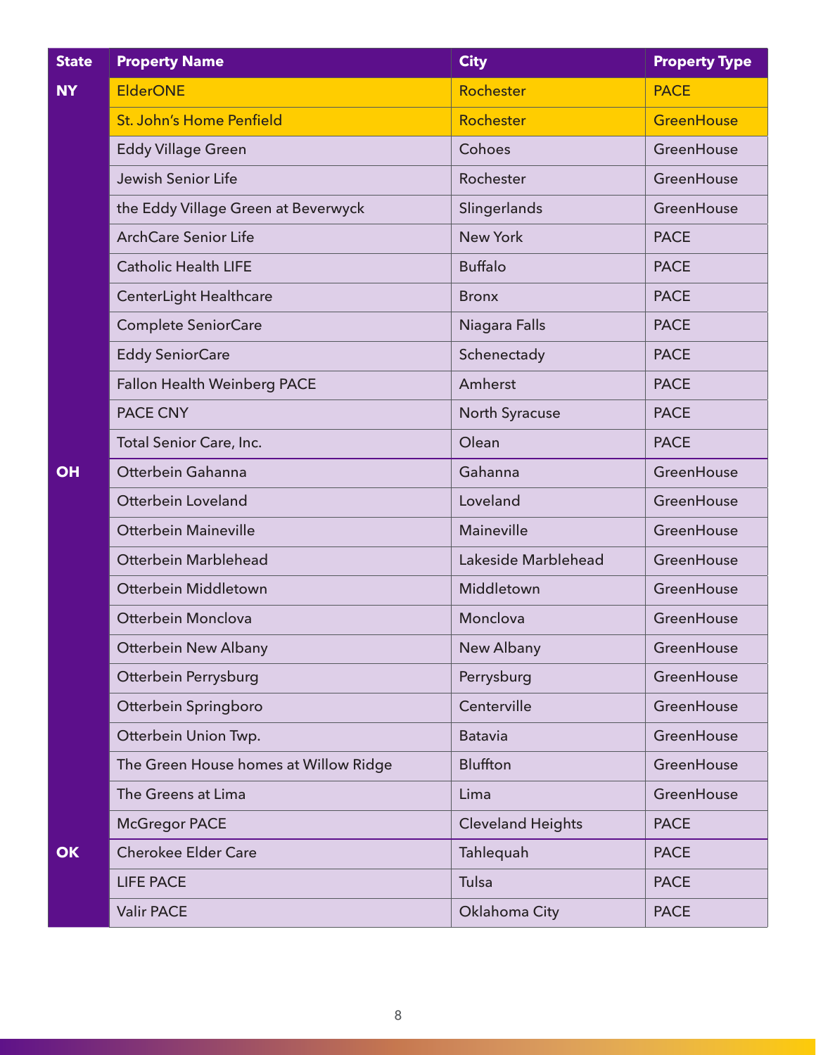| State | Property Name | City | Property Type |
|---|---|---|---|
| NY | ElderONE | Rochester | PACE |
| | St. John's Home Penfield | Rochester | GreenHouse |
| | Eddy Village Green | Cohoes | GreenHouse |
| | Jewish Senior Life | Rochester | GreenHouse |
| | the Eddy Village Green at Beverwyck | Slingerlands | GreenHouse |
| | ArchCare Senior Life | New York | PACE |
| | Catholic Health LIFE | Buffalo | PACE |
| | CenterLight Healthcare | Bronx | PACE |
| | Complete SeniorCare | Niagara Falls | PACE |
| | Eddy SeniorCare | Schenectady | PACE |
| | Fallon Health Weinberg PACE | Amherst | PACE |
| | PACE CNY | North Syracuse | PACE |
| | Total Senior Care, Inc. | Olean | PACE |
| OH | Otterbein Gahanna | Gahanna | GreenHouse |
| | Otterbein Loveland | Loveland | GreenHouse |
| | Otterbein Maineville | Maineville | GreenHouse |
| | Otterbein Marblehead | Lakeside Marblehead | GreenHouse |
| | Otterbein Middletown | Middletown | GreenHouse |
| | Otterbein Monclova | Monclova | GreenHouse |
| | Otterbein New Albany | New Albany | GreenHouse |
| | Otterbein Perrysburg | Perrysburg | GreenHouse |
| | Otterbein Springboro | Centerville | GreenHouse |
| | Otterbein Union Twp. | Batavia | GreenHouse |
| | The Green House homes at Willow Ridge | Bluffton | GreenHouse |
| | The Greens at Lima | Lima | GreenHouse |
| | McGregor PACE | Cleveland Heights | PACE |
| OK | Cherokee Elder Care | Tahlequah | PACE |
| | LIFE PACE | Tulsa | PACE |
| | Valir PACE | Oklahoma City | PACE |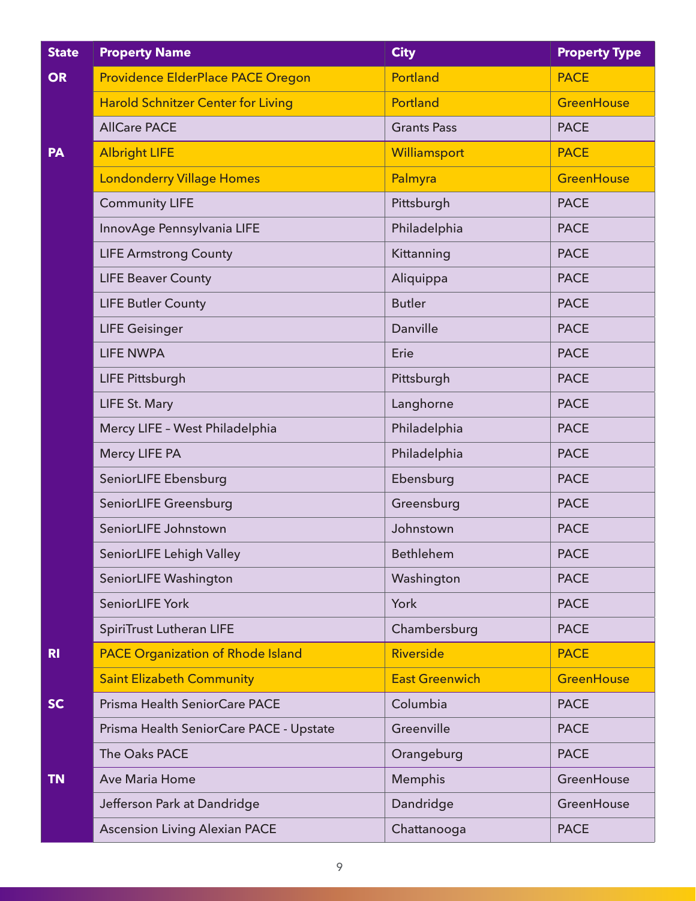| State | Property Name | City | Property Type |
| --- | --- | --- | --- |
| OR | Providence ElderPlace PACE Oregon | Portland | PACE |
| | Harold Schnitzer Center for Living | Portland | GreenHouse |
| | AllCare PACE | Grants Pass | PACE |
| PA | Albright LIFE | Williamsport | PACE |
| | Londonderry Village Homes | Palmyra | GreenHouse |
| | Community LIFE | Pittsburgh | PACE |
| | InnovAge Pennsylvania LIFE | Philadelphia | PACE |
| | LIFE Armstrong County | Kittanning | PACE |
| | LIFE Beaver County | Aliquippa | PACE |
| | LIFE Butler County | Butler | PACE |
| | LIFE Geisinger | Danville | PACE |
| | LIFE NWPA | Erie | PACE |
| | LIFE Pittsburgh | Pittsburgh | PACE |
| | LIFE St. Mary | Langhorne | PACE |
| | Mercy LIFE – West Philadelphia | Philadelphia | PACE |
| | Mercy LIFE PA | Philadelphia | PACE |
| | SeniorLIFE Ebensburg | Ebensburg | PACE |
| | SeniorLIFE Greensburg | Greensburg | PACE |
| | SeniorLIFE Johnstown | Johnstown | PACE |
| | SeniorLIFE Lehigh Valley | Bethlehem | PACE |
| | SeniorLIFE Washington | Washington | PACE |
| | SeniorLIFE York | York | PACE |
| | SpiriTrust Lutheran LIFE | Chambersburg | PACE |
| RI | PACE Organization of Rhode Island | Riverside | PACE |
| | Saint Elizabeth Community | East Greenwich | GreenHouse |
| SC | Prisma Health SeniorCare PACE | Columbia | PACE |
| | Prisma Health SeniorCare PACE - Upstate | Greenville | PACE |
| | The Oaks PACE | Orangeburg | PACE |
| TN | Ave Maria Home | Memphis | GreenHouse |
| | Jefferson Park at Dandridge | Dandridge | GreenHouse |
| | Ascension Living Alexian PACE | Chattanooga | PACE |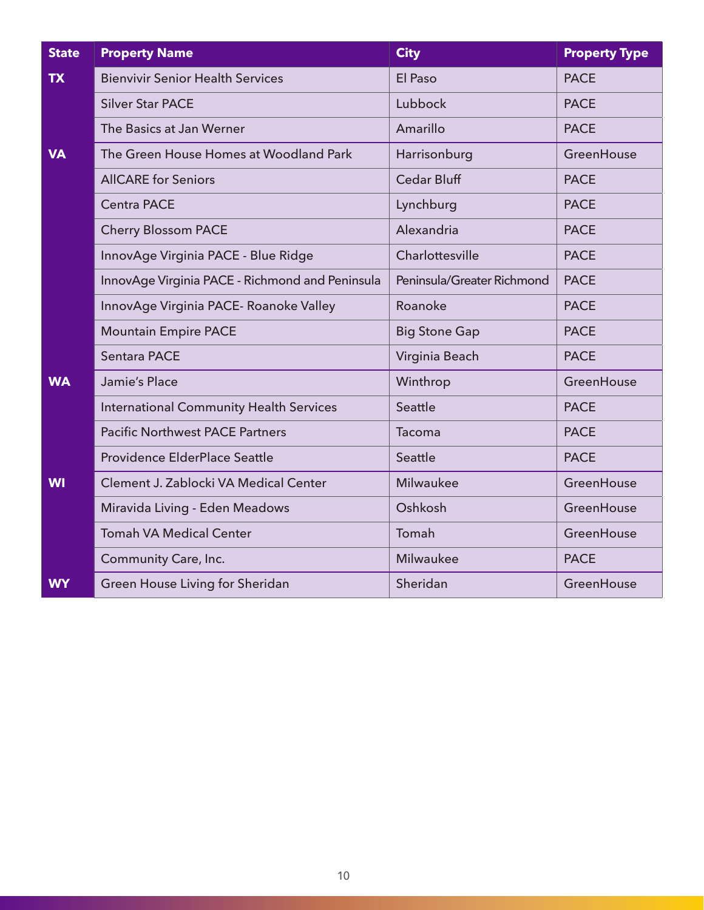| State | Property Name | City | Property Type |
|---|---|---|---|
| TX | Bienvivir Senior Health Services | El Paso | PACE |
| | Silver Star PACE | Lubbock | PACE |
| | The Basics at Jan Werner | Amarillo | PACE |
| VA | The Green House Homes at Woodland Park | Harrisonburg | GreenHouse |
| | AllCARE for Seniors | Cedar Bluff | PACE |
| | Centra PACE | Lynchburg | PACE |
| | Cherry Blossom PACE | Alexandria | PACE |
| | InnovAge Virginia PACE - Blue Ridge | Charlottesville | PACE |
| | InnovAge Virginia PACE - Richmond and Peninsula | Peninsula/Greater Richmond | PACE |
| | InnovAge Virginia PACE- Roanoke Valley | Roanoke | PACE |
| | Mountain Empire PACE | Big Stone Gap | PACE |
| | Sentara PACE | Virginia Beach | PACE |
| WA | Jamie's Place | Winthrop | GreenHouse |
| | International Community Health Services | Seattle | PACE |
| | Pacific Northwest PACE Partners | Tacoma | PACE |
| | Providence ElderPlace Seattle | Seattle | PACE |
| WI | Clement J. Zablocki VA Medical Center | Milwaukee | GreenHouse |
| | Miravida Living - Eden Meadows | Oshkosh | GreenHouse |
| | Tomah VA Medical Center | Tomah | GreenHouse |
| | Community Care, Inc. | Milwaukee | PACE |
| WY | Green House Living for Sheridan | Sheridan | GreenHouse |